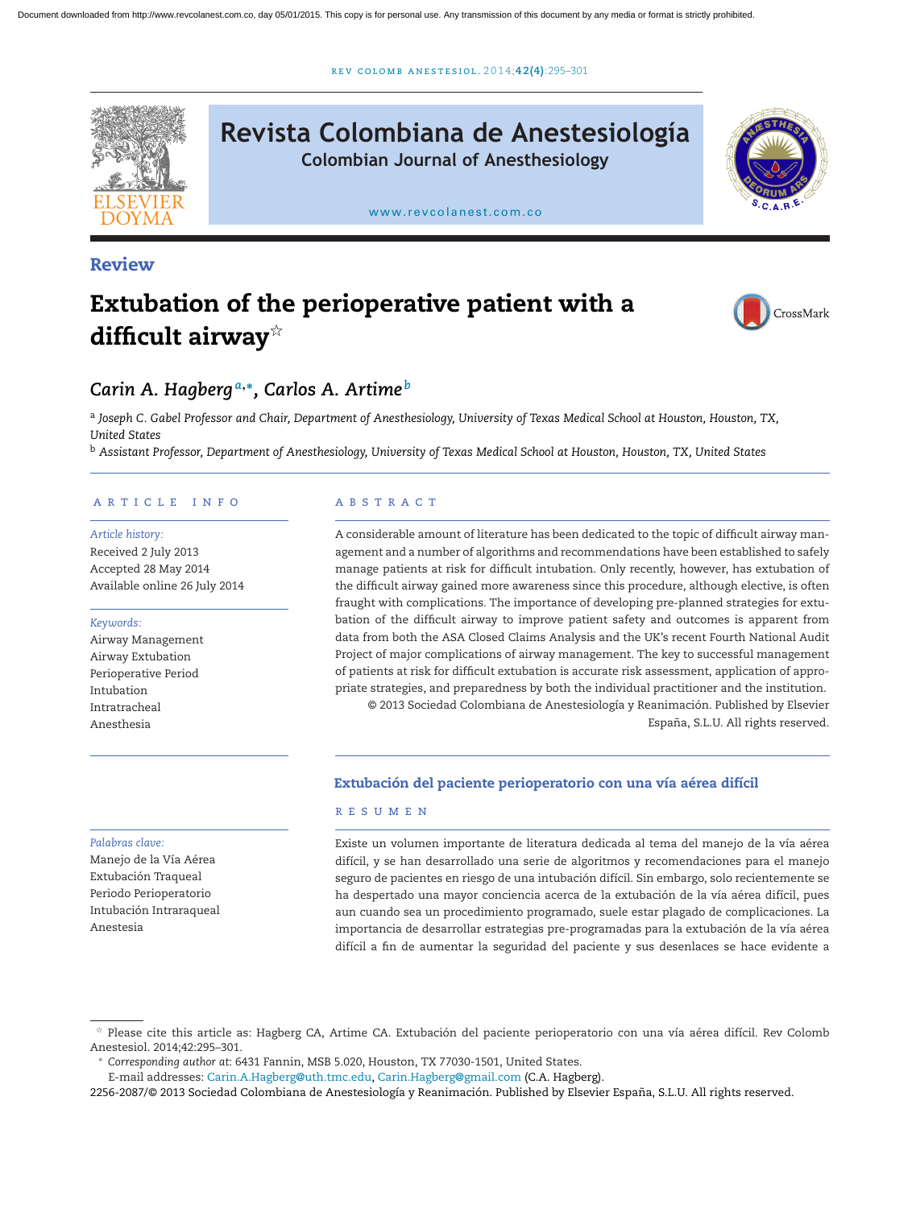Review

# Extubation of the perioperative patient with a difficult airway☆

*Carin A. Hagberg*[a,*], *Carlos A. Artime*[b]

[a] *Joseph C. Gabel Professor and Chair, Department of Anesthesiology, University of Texas Medical School at Houston, Houston, TX, United States*

[b] *Assistant Professor, Department of Anesthesiology, University of Texas Medical School at Houston, Houston, TX, United States*

## ARTICLE INFO

*Article history:*
Received 2 July 2013
Accepted 28 May 2014
Available online 26 July 2014

*Keywords:*
Airway Management
Airway Extubation
Perioperative Period
Intubation
Intratracheal
Anesthesia

## ABSTRACT

A considerable amount of literature has been dedicated to the topic of difficult airway management and a number of algorithms and recommendations have been established to safely manage patients at risk for difficult intubation. Only recently, however, has extubation of the difficult airway gained more awareness since this procedure, although elective, is often fraught with complications. The importance of developing pre-planned strategies for extubation of the difficult airway to improve patient safety and outcomes is apparent from data from both the ASA Closed Claims Analysis and the UK's recent Fourth National Audit Project of major complications of airway management. The key to successful management of patients at risk for difficult extubation is accurate risk assessment, application of appropriate strategies, and preparedness by both the individual practitioner and the institution.

© 2013 Sociedad Colombiana de Anestesiología y Reanimación. Published by Elsevier España, S.L.U. All rights reserved.

## Extubación del paciente perioperatorio con una vía aérea difícil

*Palabras clave:*
Manejo de la Vía Aérea
Extubación Traqueal
Periodo Perioperatorio
Intubación Intraraqueal
Anestesia

## RESUMEN

Existe un volumen importante de literatura dedicada al tema del manejo de la vía aérea difícil, y se han desarrollado una serie de algoritmos y recomendaciones para el manejo seguro de pacientes en riesgo de una intubación difícil. Sin embargo, solo recientemente se ha despertado una mayor conciencia acerca de la extubación de la vía aérea difícil, pues aun cuando sea un procedimiento programado, suele estar plagado de complicaciones. La importancia de desarrollar estrategias pre-programadas para la extubación de la vía aérea difícil a fin de aumentar la seguridad del paciente y sus desenlaces se hace evidente a

☆ Please cite this article as: Hagberg CA, Artime CA. Extubación del paciente perioperatorio con una vía aérea difícil. Rev Colomb Anestesiol. 2014;42:295–301.

* *Corresponding author at*: 6431 Fannin, MSB 5.020, Houston, TX 77030-1501, United States.
E-mail addresses: Carin.A.Hagberg@uth.tmc.edu, Carin.Hagberg@gmail.com (C.A. Hagberg).

2256-2087/© 2013 Sociedad Colombiana de Anestesiología y Reanimación. Published by Elsevier España, S.L.U. All rights reserved.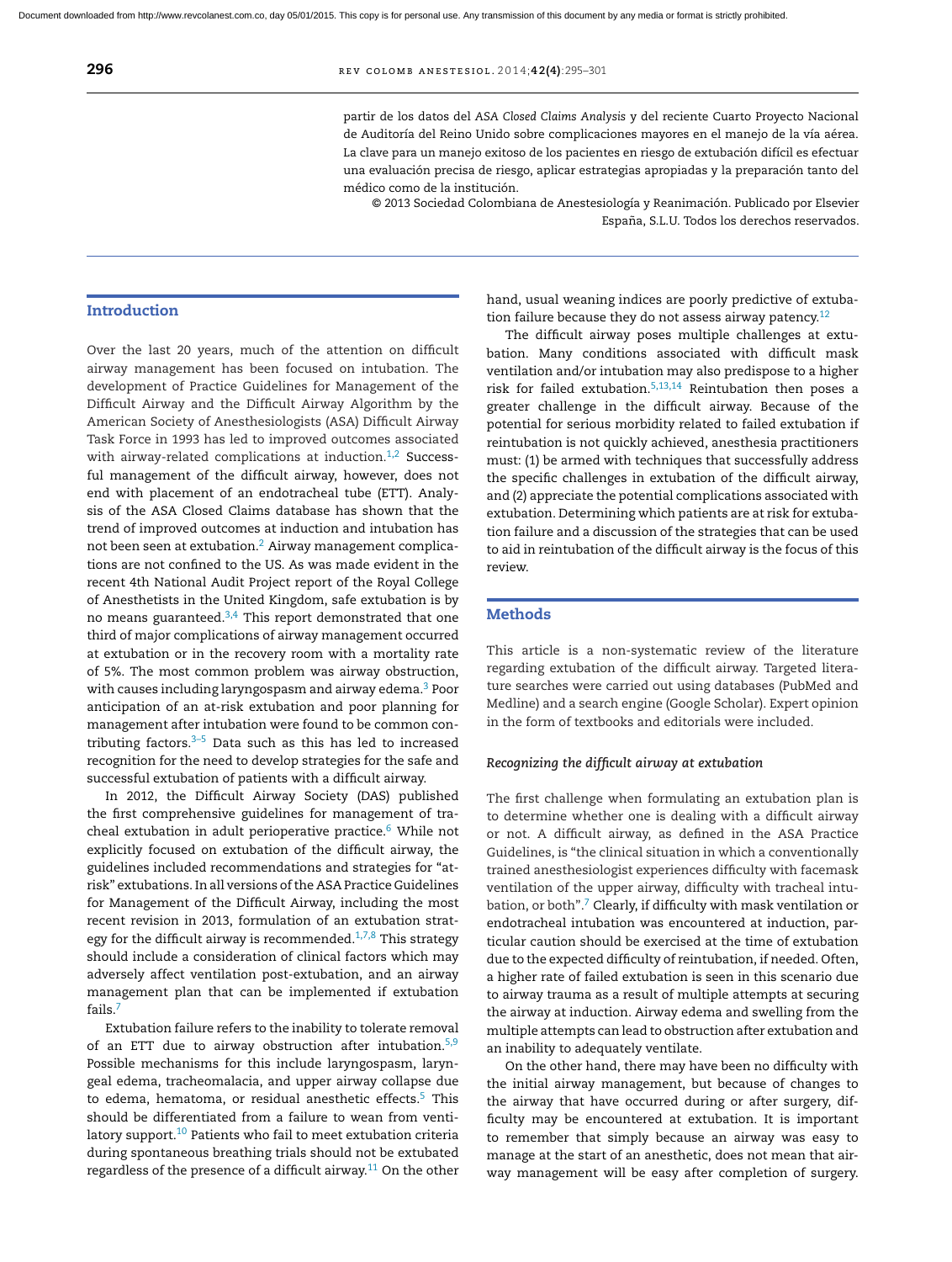partir de los datos del *ASA Closed Claims Analysis* y del reciente Cuarto Proyecto Nacional de Auditoría del Reino Unido sobre complicaciones mayores en el manejo de la vía aérea. La clave para un manejo exitoso de los pacientes en riesgo de extubación difícil es efectuar una evaluación precisa de riesgo, aplicar estrategias apropiadas y la preparación tanto del médico como de la institución.

© 2013 Sociedad Colombiana de Anestesiología y Reanimación. Publicado por Elsevier España, S.L.U. Todos los derechos reservados.

## Introduction

Over the last 20 years, much of the attention on difficult airway management has been focused on intubation. The development of Practice Guidelines for Management of the Difficult Airway and the Difficult Airway Algorithm by the American Society of Anesthesiologists (ASA) Difficult Airway Task Force in 1993 has led to improved outcomes associated with airway-related complications at induction.[1,2] Successful management of the difficult airway, however, does not end with placement of an endotracheal tube (ETT). Analysis of the ASA Closed Claims database has shown that the trend of improved outcomes at induction and intubation has not been seen at extubation.[2] Airway management complications are not confined to the US. As was made evident in the recent 4th National Audit Project report of the Royal College of Anesthetists in the United Kingdom, safe extubation is by no means guaranteed.[3,4] This report demonstrated that one third of major complications of airway management occurred at extubation or in the recovery room with a mortality rate of 5%. The most common problem was airway obstruction, with causes including laryngospasm and airway edema.[3] Poor anticipation of an at-risk extubation and poor planning for management after intubation were found to be common contributing factors.[3–5] Data such as this has led to increased recognition for the need to develop strategies for the safe and successful extubation of patients with a difficult airway.

In 2012, the Difficult Airway Society (DAS) published the first comprehensive guidelines for management of tracheal extubation in adult perioperative practice.[6] While not explicitly focused on extubation of the difficult airway, the guidelines included recommendations and strategies for "at-risk" extubations. In all versions of the ASA Practice Guidelines for Management of the Difficult Airway, including the most recent revision in 2013, formulation of an extubation strategy for the difficult airway is recommended.[1,7,8] This strategy should include a consideration of clinical factors which may adversely affect ventilation post-extubation, and an airway management plan that can be implemented if extubation fails.[7]

Extubation failure refers to the inability to tolerate removal of an ETT due to airway obstruction after intubation.[5,9] Possible mechanisms for this include laryngospasm, laryngeal edema, tracheomalacia, and upper airway collapse due to edema, hematoma, or residual anesthetic effects.[5] This should be differentiated from a failure to wean from ventilatory support.[10] Patients who fail to meet extubation criteria during spontaneous breathing trials should not be extubated regardless of the presence of a difficult airway.[11] On the other hand, usual weaning indices are poorly predictive of extubation failure because they do not assess airway patency.[12]

The difficult airway poses multiple challenges at extubation. Many conditions associated with difficult mask ventilation and/or intubation may also predispose to a higher risk for failed extubation.[5,13,14] Reintubation then poses a greater challenge in the difficult airway. Because of the potential for serious morbidity related to failed extubation if reintubation is not quickly achieved, anesthesia practitioners must: (1) be armed with techniques that successfully address the specific challenges in extubation of the difficult airway, and (2) appreciate the potential complications associated with extubation. Determining which patients are at risk for extubation failure and a discussion of the strategies that can be used to aid in reintubation of the difficult airway is the focus of this review.

## Methods

This article is a non-systematic review of the literature regarding extubation of the difficult airway. Targeted literature searches were carried out using databases (PubMed and Medline) and a search engine (Google Scholar). Expert opinion in the form of textbooks and editorials were included.

### *Recognizing the difficult airway at extubation*

The first challenge when formulating an extubation plan is to determine whether one is dealing with a difficult airway or not. A difficult airway, as defined in the ASA Practice Guidelines, is "the clinical situation in which a conventionally trained anesthesiologist experiences difficulty with facemask ventilation of the upper airway, difficulty with tracheal intubation, or both".[7] Clearly, if difficulty with mask ventilation or endotracheal intubation was encountered at induction, particular caution should be exercised at the time of extubation due to the expected difficulty of reintubation, if needed. Often, a higher rate of failed extubation is seen in this scenario due to airway trauma as a result of multiple attempts at securing the airway at induction. Airway edema and swelling from the multiple attempts can lead to obstruction after extubation and an inability to adequately ventilate.

On the other hand, there may have been no difficulty with the initial airway management, but because of changes to the airway that have occurred during or after surgery, difficulty may be encountered at extubation. It is important to remember that simply because an airway was easy to manage at the start of an anesthetic, does not mean that airway management will be easy after completion of surgery.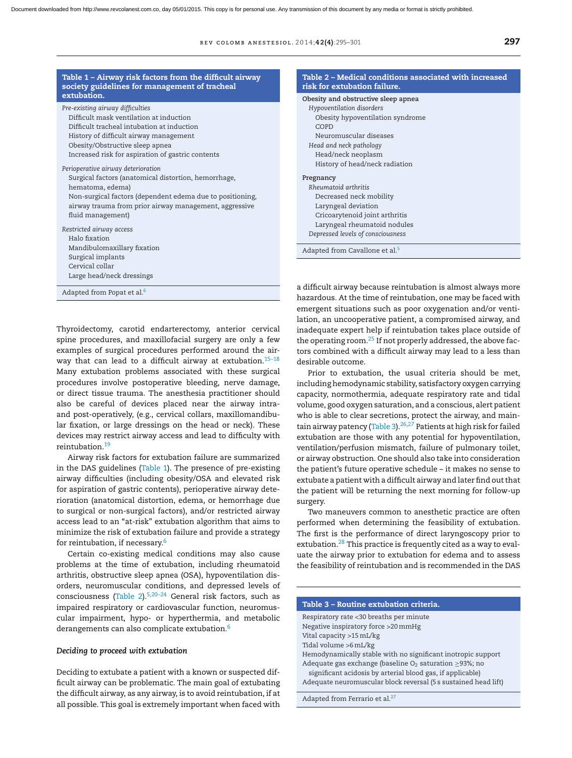**Table 1 – Airway risk factors from the difficult airway society guidelines for management of tracheal extubation.**

| |
|---|
| *Pre-existing airway difficulties* |
| Difficult mask ventilation at induction |
| Difficult tracheal intubation at induction |
| History of difficult airway management |
| Obesity/Obstructive sleep apnea |
| Increased risk for aspiration of gastric contents |
| *Perioperative airway deterioration* |
| Surgical factors (anatomical distortion, hemorrhage, hematoma, edema) |
| Non-surgical factors (dependent edema due to positioning, airway trauma from prior airway management, aggressive fluid management) |
| *Restricted airway access* |
| Halo fixation |
| Mandibulomaxillary fixation |
| Surgical implants |
| Cervical collar |
| Large head/neck dressings |

Adapted from Popat et al.[6]

**Table 2 – Medical conditions associated with increased risk for extubation failure.**

| |
|---|
| **Obesity and obstructive sleep apnea** |
| *Hypoventilation disorders* |
| Obesity hypoventilation syndrome |
| COPD |
| Neuromuscular diseases |
| *Head and neck pathology* |
| Head/neck neoplasm |
| History of head/neck radiation |
| **Pregnancy** |
| *Rheumatoid arthritis* |
| Decreased neck mobility |
| Laryngeal deviation |
| Cricoarytenoid joint arthritis |
| Laryngeal rheumatoid nodules |
| *Depressed levels of consciousness* |

Adapted from Cavallone et al.[5]

Thyroidectomy, carotid endarterectomy, anterior cervical spine procedures, and maxillofacial surgery are only a few examples of surgical procedures performed around the airway that can lead to a difficult airway at extubation.[15–18] Many extubation problems associated with these surgical procedures involve postoperative bleeding, nerve damage, or direct tissue trauma. The anesthesia practitioner should also be careful of devices placed near the airway intra- and post-operatively, (e.g., cervical collars, maxillomandibular fixation, or large dressings on the head or neck). These devices may restrict airway access and lead to difficulty with reintubation.[19]

Airway risk factors for extubation failure are summarized in the DAS guidelines (Table 1). The presence of pre-existing airway difficulties (including obesity/OSA and elevated risk for aspiration of gastric contents), perioperative airway deterioration (anatomical distortion, edema, or hemorrhage due to surgical or non-surgical factors), and/or restricted airway access lead to an "at-risk" extubation algorithm that aims to minimize the risk of extubation failure and provide a strategy for reintubation, if necessary.[6]

Certain co-existing medical conditions may also cause problems at the time of extubation, including rheumatoid arthritis, obstructive sleep apnea (OSA), hypoventilation disorders, neuromuscular conditions, and depressed levels of consciousness (Table 2).[5,20–24] General risk factors, such as impaired respiratory or cardiovascular function, neuromuscular impairment, hypo- or hyperthermia, and metabolic derangements can also complicate extubation.[6]

### *Deciding to proceed with extubation*

Deciding to extubate a patient with a known or suspected difficult airway can be problematic. The main goal of extubating the difficult airway, as any airway, is to avoid reintubation, if at all possible. This goal is extremely important when faced with a difficult airway because reintubation is almost always more hazardous. At the time of reintubation, one may be faced with emergent situations such as poor oxygenation and/or ventilation, an uncooperative patient, a compromised airway, and inadequate expert help if reintubation takes place outside of the operating room.[25] If not properly addressed, the above factors combined with a difficult airway may lead to a less than desirable outcome.

Prior to extubation, the usual criteria should be met, including hemodynamic stability, satisfactory oxygen carrying capacity, normothermia, adequate respiratory rate and tidal volume, good oxygen saturation, and a conscious, alert patient who is able to clear secretions, protect the airway, and maintain airway patency (Table 3).[26,27] Patients at high risk for failed extubation are those with any potential for hypoventilation, ventilation/perfusion mismatch, failure of pulmonary toilet, or airway obstruction. One should also take into consideration the patient's future operative schedule – it makes no sense to extubate a patient with a difficult airway and later find out that the patient will be returning the next morning for follow-up surgery.

Two maneuvers common to anesthetic practice are often performed when determining the feasibility of extubation. The first is the performance of direct laryngoscopy prior to extubation.[28] This practice is frequently cited as a way to evaluate the airway prior to extubation for edema and to assess the feasibility of reintubation and is recommended in the DAS

**Table 3 – Routine extubation criteria.**

| |
|---|
| Respiratory rate <30 breaths per minute |
| Negative inspiratory force >20 mmHg |
| Vital capacity >15 mL/kg |
| Tidal volume >6 mL/kg |
| Hemodynamically stable with no significant inotropic support |
| Adequate gas exchange (baseline $O_2$ saturation ≥93%; no significant acidosis by arterial blood gas, if applicable) |
| Adequate neuromuscular block reversal (5 s sustained head lift) |

Adapted from Ferrario et al.[27]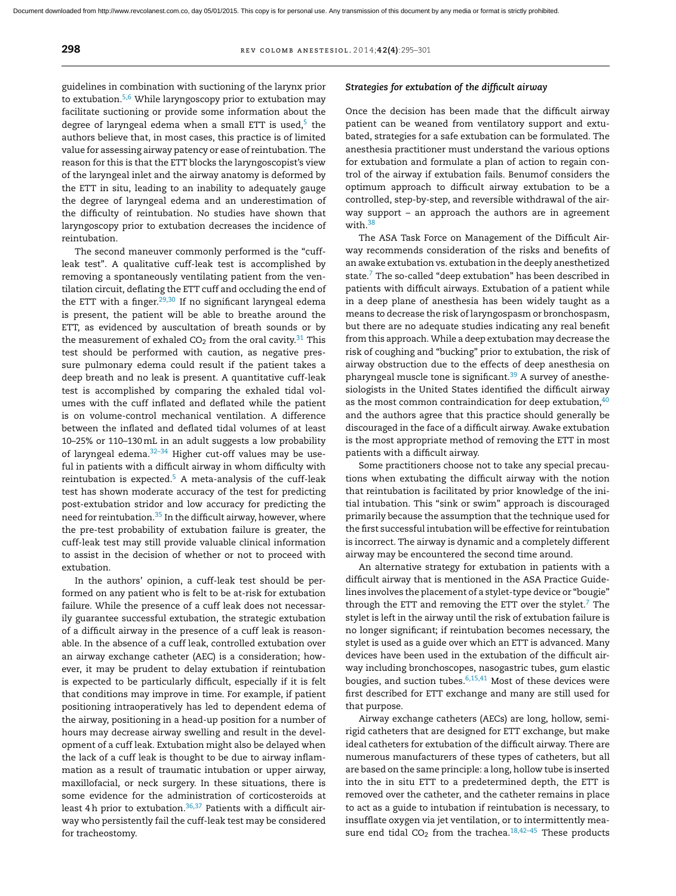guidelines in combination with suctioning of the larynx prior to extubation.[5,6] While laryngoscopy prior to extubation may facilitate suctioning or provide some information about the degree of laryngeal edema when a small ETT is used,[5] the authors believe that, in most cases, this practice is of limited value for assessing airway patency or ease of reintubation. The reason for this is that the ETT blocks the laryngoscopist's view of the laryngeal inlet and the airway anatomy is deformed by the ETT in situ, leading to an inability to adequately gauge the degree of laryngeal edema and an underestimation of the difficulty of reintubation. No studies have shown that laryngoscopy prior to extubation decreases the incidence of reintubation.

The second maneuver commonly performed is the "cuff-leak test". A qualitative cuff-leak test is accomplished by removing a spontaneously ventilating patient from the ventilation circuit, deflating the ETT cuff and occluding the end of the ETT with a finger.[29,30] If no significant laryngeal edema is present, the patient will be able to breathe around the ETT, as evidenced by auscultation of breath sounds or by the measurement of exhaled $CO_2$ from the oral cavity.[31] This test should be performed with caution, as negative pressure pulmonary edema could result if the patient takes a deep breath and no leak is present. A quantitative cuff-leak test is accomplished by comparing the exhaled tidal volumes with the cuff inflated and deflated while the patient is on volume-control mechanical ventilation. A difference between the inflated and deflated tidal volumes of at least 10–25% or 110–130 mL in an adult suggests a low probability of laryngeal edema.[32–34] Higher cut-off values may be useful in patients with a difficult airway in whom difficulty with reintubation is expected.[5] A meta-analysis of the cuff-leak test has shown moderate accuracy of the test for predicting post-extubation stridor and low accuracy for predicting the need for reintubation.[35] In the difficult airway, however, where the pre-test probability of extubation failure is greater, the cuff-leak test may still provide valuable clinical information to assist in the decision of whether or not to proceed with extubation.

In the authors' opinion, a cuff-leak test should be performed on any patient who is felt to be at-risk for extubation failure. While the presence of a cuff leak does not necessarily guarantee successful extubation, the strategic extubation of a difficult airway in the presence of a cuff leak is reasonable. In the absence of a cuff leak, controlled extubation over an airway exchange catheter (AEC) is a consideration; however, it may be prudent to delay extubation if reintubation is expected to be particularly difficult, especially if it is felt that conditions may improve in time. For example, if patient positioning intraoperatively has led to dependent edema of the airway, positioning in a head-up position for a number of hours may decrease airway swelling and result in the development of a cuff leak. Extubation might also be delayed when the lack of a cuff leak is thought to be due to airway inflammation as a result of traumatic intubation or upper airway, maxillofacial, or neck surgery. In these situations, there is some evidence for the administration of corticosteroids at least 4 h prior to extubation.[36,37] Patients with a difficult airway who persistently fail the cuff-leak test may be considered for tracheostomy.

### *Strategies for extubation of the difficult airway*

Once the decision has been made that the difficult airway patient can be weaned from ventilatory support and extubated, strategies for a safe extubation can be formulated. The anesthesia practitioner must understand the various options for extubation and formulate a plan of action to regain control of the airway if extubation fails. Benumof considers the optimum approach to difficult airway extubation to be a controlled, step-by-step, and reversible withdrawal of the airway support – an approach the authors are in agreement with.[38]

The ASA Task Force on Management of the Difficult Airway recommends consideration of the risks and benefits of an awake extubation vs. extubation in the deeply anesthetized state.[7] The so-called "deep extubation" has been described in patients with difficult airways. Extubation of a patient while in a deep plane of anesthesia has been widely taught as a means to decrease the risk of laryngospasm or bronchospasm, but there are no adequate studies indicating any real benefit from this approach. While a deep extubation may decrease the risk of coughing and "bucking" prior to extubation, the risk of airway obstruction due to the effects of deep anesthesia on pharyngeal muscle tone is significant.[39] A survey of anesthesiologists in the United States identified the difficult airway as the most common contraindication for deep extubation,[40] and the authors agree that this practice should generally be discouraged in the face of a difficult airway. Awake extubation is the most appropriate method of removing the ETT in most patients with a difficult airway.

Some practitioners choose not to take any special precautions when extubating the difficult airway with the notion that reintubation is facilitated by prior knowledge of the initial intubation. This "sink or swim" approach is discouraged primarily because the assumption that the technique used for the first successful intubation will be effective for reintubation is incorrect. The airway is dynamic and a completely different airway may be encountered the second time around.

An alternative strategy for extubation in patients with a difficult airway that is mentioned in the ASA Practice Guidelines involves the placement of a stylet-type device or "bougie" through the ETT and removing the ETT over the stylet.[7] The stylet is left in the airway until the risk of extubation failure is no longer significant; if reintubation becomes necessary, the stylet is used as a guide over which an ETT is advanced. Many devices have been used in the extubation of the difficult airway including bronchoscopes, nasogastric tubes, gum elastic bougies, and suction tubes.[6,15,41] Most of these devices were first described for ETT exchange and many are still used for that purpose.

Airway exchange catheters (AECs) are long, hollow, semi-rigid catheters that are designed for ETT exchange, but make ideal catheters for extubation of the difficult airway. There are numerous manufacturers of these types of catheters, but all are based on the same principle: a long, hollow tube is inserted into the in situ ETT to a predetermined depth, the ETT is removed over the catheter, and the catheter remains in place to act as a guide to intubation if reintubation is necessary, to insufflate oxygen via jet ventilation, or to intermittently measure end tidal $CO_2$ from the trachea.[18,42–45] These products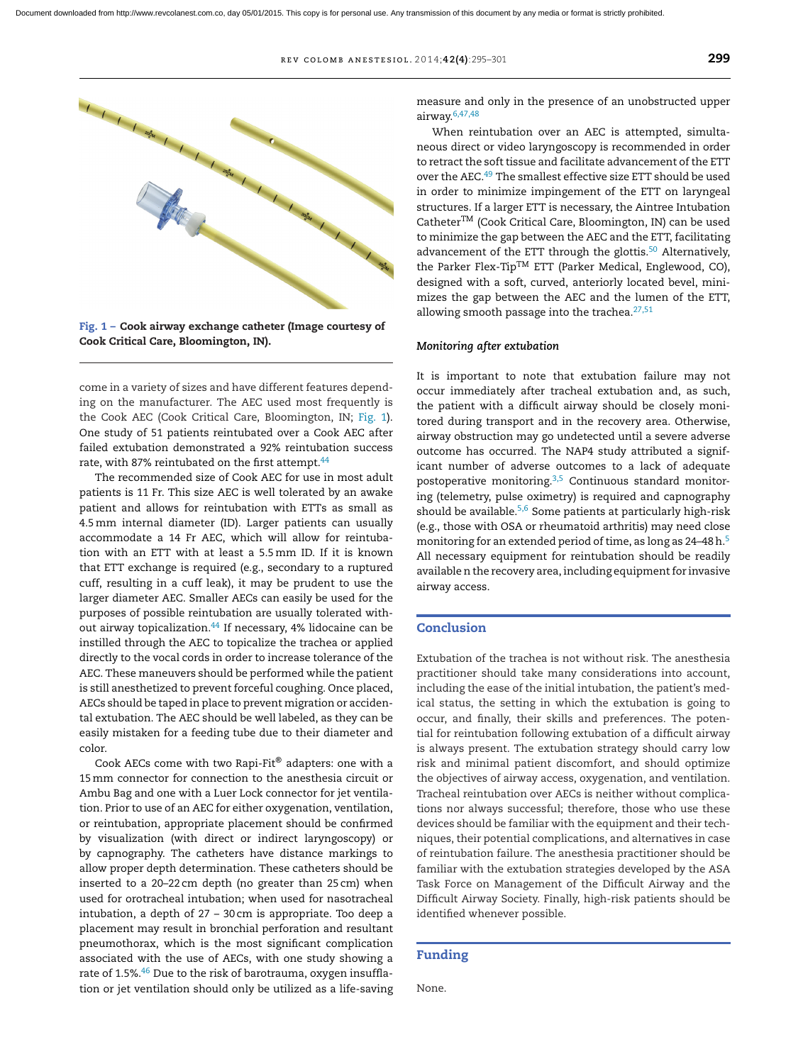Fig. 1 – **Cook airway exchange catheter (Image courtesy of Cook Critical Care, Bloomington, IN).**

come in a variety of sizes and have different features depending on the manufacturer. The AEC used most frequently is the Cook AEC (Cook Critical Care, Bloomington, IN; Fig. 1). One study of 51 patients reintubated over a Cook AEC after failed extubation demonstrated a 92% reintubation success rate, with 87% reintubated on the first attempt.[44]

The recommended size of Cook AEC for use in most adult patients is 11 Fr. This size AEC is well tolerated by an awake patient and allows for reintubation with ETTs as small as 4.5 mm internal diameter (ID). Larger patients can usually accommodate a 14 Fr AEC, which will allow for reintubation with an ETT with at least a 5.5 mm ID. If it is known that ETT exchange is required (e.g., secondary to a ruptured cuff, resulting in a cuff leak), it may be prudent to use the larger diameter AEC. Smaller AECs can easily be used for the purposes of possible reintubation are usually tolerated without airway topicalization.[44] If necessary, 4% lidocaine can be instilled through the AEC to topicalize the trachea or applied directly to the vocal cords in order to increase tolerance of the AEC. These maneuvers should be performed while the patient is still anesthetized to prevent forceful coughing. Once placed, AECs should be taped in place to prevent migration or accidental extubation. The AEC should be well labeled, as they can be easily mistaken for a feeding tube due to their diameter and color.

Cook AECs come with two Rapi-Fit® adapters: one with a 15 mm connector for connection to the anesthesia circuit or Ambu Bag and one with a Luer Lock connector for jet ventilation. Prior to use of an AEC for either oxygenation, ventilation, or reintubation, appropriate placement should be confirmed by visualization (with direct or indirect laryngoscopy) or by capnography. The catheters have distance markings to allow proper depth determination. These catheters should be inserted to a 20–22 cm depth (no greater than 25 cm) when used for orotracheal intubation; when used for nasotracheal intubation, a depth of 27 – 30 cm is appropriate. Too deep a placement may result in bronchial perforation and resultant pneumothorax, which is the most significant complication associated with the use of AECs, with one study showing a rate of 1.5%.[46] Due to the risk of barotrauma, oxygen insufflation or jet ventilation should only be utilized as a life-saving measure and only in the presence of an unobstructed upper airway.[6,47,48]

When reintubation over an AEC is attempted, simultaneous direct or video laryngoscopy is recommended in order to retract the soft tissue and facilitate advancement of the ETT over the AEC.[49] The smallest effective size ETT should be used in order to minimize impingement of the ETT on laryngeal structures. If a larger ETT is necessary, the Aintree Intubation Catheter™ (Cook Critical Care, Bloomington, IN) can be used to minimize the gap between the AEC and the ETT, facilitating advancement of the ETT through the glottis.[50] Alternatively, the Parker Flex-Tip™ ETT (Parker Medical, Englewood, CO), designed with a soft, curved, anteriorly located bevel, minimizes the gap between the AEC and the lumen of the ETT, allowing smooth passage into the trachea.[27,51]

### *Monitoring after extubation*

It is important to note that extubation failure may not occur immediately after tracheal extubation and, as such, the patient with a difficult airway should be closely monitored during transport and in the recovery area. Otherwise, airway obstruction may go undetected until a severe adverse outcome has occurred. The NAP4 study attributed a significant number of adverse outcomes to a lack of adequate postoperative monitoring.[3,5] Continuous standard monitoring (telemetry, pulse oximetry) is required and capnography should be available.[5,6] Some patients at particularly high-risk (e.g., those with OSA or rheumatoid arthritis) may need close monitoring for an extended period of time, as long as 24–48 h.[5] All necessary equipment for reintubation should be readily available n the recovery area, including equipment for invasive airway access.

## Conclusion

Extubation of the trachea is not without risk. The anesthesia practitioner should take many considerations into account, including the ease of the initial intubation, the patient's medical status, the setting in which the extubation is going to occur, and finally, their skills and preferences. The potential for reintubation following extubation of a difficult airway is always present. The extubation strategy should carry low risk and minimal patient discomfort, and should optimize the objectives of airway access, oxygenation, and ventilation. Tracheal reintubation over AECs is neither without complications nor always successful; therefore, those who use these devices should be familiar with the equipment and their techniques, their potential complications, and alternatives in case of reintubation failure. The anesthesia practitioner should be familiar with the extubation strategies developed by the ASA Task Force on Management of the Difficult Airway and the Difficult Airway Society. Finally, high-risk patients should be identified whenever possible.

## Funding

None.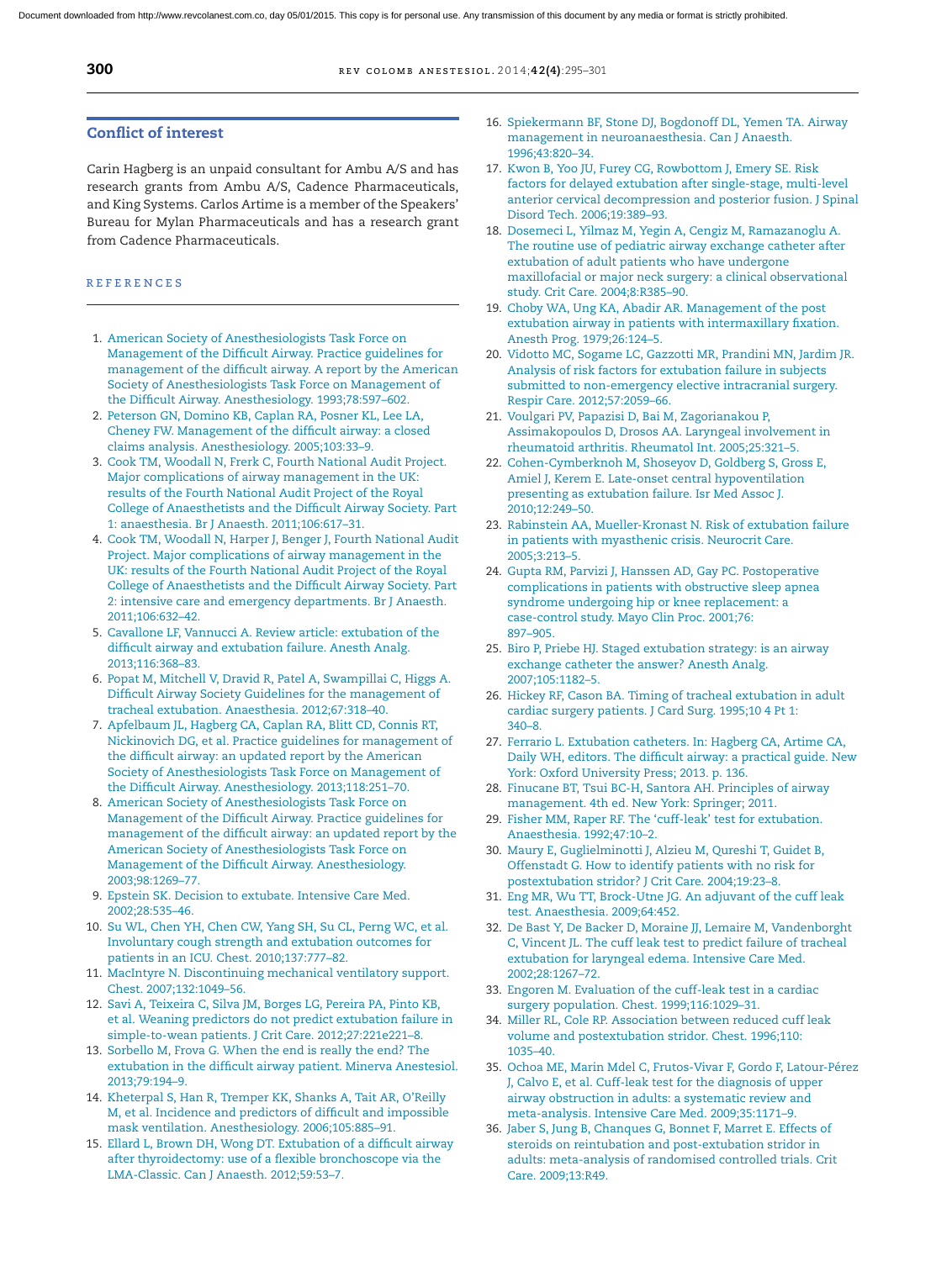## Conflict of interest

Carin Hagberg is an unpaid consultant for Ambu A/S and has research grants from Ambu A/S, Cadence Pharmaceuticals, and King Systems. Carlos Artime is a member of the Speakers' Bureau for Mylan Pharmaceuticals and has a research grant from Cadence Pharmaceuticals.

## REFERENCES

1. American Society of Anesthesiologists Task Force on Management of the Difficult Airway. Practice guidelines for management of the difficult airway. A report by the American Society of Anesthesiologists Task Force on Management of the Difficult Airway. Anesthesiology. 1993;78:597–602.
2. Peterson GN, Domino KB, Caplan RA, Posner KL, Lee LA, Cheney FW. Management of the difficult airway: a closed claims analysis. Anesthesiology. 2005;103:33–9.
3. Cook TM, Woodall N, Frerk C, Fourth National Audit Project. Major complications of airway management in the UK: results of the Fourth National Audit Project of the Royal College of Anaesthetists and the Difficult Airway Society. Part 1: anaesthesia. Br J Anaesth. 2011;106:617–31.
4. Cook TM, Woodall N, Harper J, Benger J, Fourth National Audit Project. Major complications of airway management in the UK: results of the Fourth National Audit Project of the Royal College of Anaesthetists and the Difficult Airway Society. Part 2: intensive care and emergency departments. Br J Anaesth. 2011;106:632–42.
5. Cavallone LF, Vannucci A. Review article: extubation of the difficult airway and extubation failure. Anesth Analg. 2013;116:368–83.
6. Popat M, Mitchell V, Dravid R, Patel A, Swampillai C, Higgs A. Difficult Airway Society Guidelines for the management of tracheal extubation. Anaesthesia. 2012;67:318–40.
7. Apfelbaum JL, Hagberg CA, Caplan RA, Blitt CD, Connis RT, Nickinovich DG, et al. Practice guidelines for management of the difficult airway: an updated report by the American Society of Anesthesiologists Task Force on Management of the Difficult Airway. Anesthesiology. 2013;118:251–70.
8. American Society of Anesthesiologists Task Force on Management of the Difficult Airway. Practice guidelines for management of the difficult airway: an updated report by the American Society of Anesthesiologists Task Force on Management of the Difficult Airway. Anesthesiology. 2003;98:1269–77.
9. Epstein SK. Decision to extubate. Intensive Care Med. 2002;28:535–46.
10. Su WL, Chen YH, Chen CW, Yang SH, Su CL, Perng WC, et al. Involuntary cough strength and extubation outcomes for patients in an ICU. Chest. 2010;137:777–82.
11. MacIntyre N. Discontinuing mechanical ventilatory support. Chest. 2007;132:1049–56.
12. Savi A, Teixeira C, Silva JM, Borges LG, Pereira PA, Pinto KB, et al. Weaning predictors do not predict extubation failure in simple-to-wean patients. J Crit Care. 2012;27:221e221–8.
13. Sorbello M, Frova G. When the end is really the end? The extubation in the difficult airway patient. Minerva Anestesiol. 2013;79:194–9.
14. Kheterpal S, Han R, Tremper KK, Shanks A, Tait AR, O'Reilly M, et al. Incidence and predictors of difficult and impossible mask ventilation. Anesthesiology. 2006;105:885–91.
15. Ellard L, Brown DH, Wong DT. Extubation of a difficult airway after thyroidectomy: use of a flexible bronchoscope via the LMA-Classic. Can J Anaesth. 2012;59:53–7.
16. Spiekermann BF, Stone DJ, Bogdonoff DL, Yemen TA. Airway management in neuroanaesthesia. Can J Anaesth. 1996;43:820–34.
17. Kwon B, Yoo JU, Furey CG, Rowbottom J, Emery SE. Risk factors for delayed extubation after single-stage, multi-level anterior cervical decompression and posterior fusion. J Spinal Disord Tech. 2006;19:389–93.
18. Dosemeci L, Yilmaz M, Yegin A, Cengiz M, Ramazanoglu A. The routine use of pediatric airway exchange catheter after extubation of adult patients who have undergone maxillofacial or major neck surgery: a clinical observational study. Crit Care. 2004;8:R385–90.
19. Choby WA, Ung KA, Abadir AR. Management of the post extubation airway in patients with intermaxillary fixation. Anesth Prog. 1979;26:124–5.
20. Vidotto MC, Sogame LC, Gazzotti MR, Prandini MN, Jardim JR. Analysis of risk factors for extubation failure in subjects submitted to non-emergency elective intracranial surgery. Respir Care. 2012;57:2059–66.
21. Voulgari PV, Papazisi D, Bai M, Zagorianakou P, Assimakopoulos D, Drosos AA. Laryngeal involvement in rheumatoid arthritis. Rheumatol Int. 2005;25:321–5.
22. Cohen-Cymberknoh M, Shoseyov D, Goldberg S, Gross E, Amiel J, Kerem E. Late-onset central hypoventilation presenting as extubation failure. Isr Med Assoc J. 2010;12:249–50.
23. Rabinstein AA, Mueller-Kronast N. Risk of extubation failure in patients with myasthenic crisis. Neurocrit Care. 2005;3:213–5.
24. Gupta RM, Parvizi J, Hanssen AD, Gay PC. Postoperative complications in patients with obstructive sleep apnea syndrome undergoing hip or knee replacement: a case-control study. Mayo Clin Proc. 2001;76: 897–905.
25. Biro P, Priebe HJ. Staged extubation strategy: is an airway exchange catheter the answer? Anesth Analg. 2007;105:1182–5.
26. Hickey RF, Cason BA. Timing of tracheal extubation in adult cardiac surgery patients. J Card Surg. 1995;10 4 Pt 1: 340–8.
27. Ferrario L. Extubation catheters. In: Hagberg CA, Artime CA, Daily WH, editors. The difficult airway: a practical guide. New York: Oxford University Press; 2013. p. 136.
28. Finucane BT, Tsui BC-H, Santora AH. Principles of airway management. 4th ed. New York: Springer; 2011.
29. Fisher MM, Raper RF. The 'cuff-leak' test for extubation. Anaesthesia. 1992;47:10–2.
30. Maury E, Guglielminotti J, Alzieu M, Qureshi T, Guidet B, Offenstadt G. How to identify patients with no risk for postextubation stridor? J Crit Care. 2004;19:23–8.
31. Eng MR, Wu TT, Brock-Utne JG. An adjuvant of the cuff leak test. Anaesthesia. 2009;64:452.
32. De Bast Y, De Backer D, Moraine JJ, Lemaire M, Vandenborght C, Vincent JL. The cuff leak test to predict failure of tracheal extubation for laryngeal edema. Intensive Care Med. 2002;28:1267–72.
33. Engoren M. Evaluation of the cuff-leak test in a cardiac surgery population. Chest. 1999;116:1029–31.
34. Miller RL, Cole RP. Association between reduced cuff leak volume and postextubation stridor. Chest. 1996;110: 1035–40.
35. Ochoa ME, Marin Mdel C, Frutos-Vivar F, Gordo F, Latour-Pérez J, Calvo E, et al. Cuff-leak test for the diagnosis of upper airway obstruction in adults: a systematic review and meta-analysis. Intensive Care Med. 2009;35:1171–9.
36. Jaber S, Jung B, Chanques G, Bonnet F, Marret E. Effects of steroids on reintubation and post-extubation stridor in adults: meta-analysis of randomised controlled trials. Crit Care. 2009;13:R49.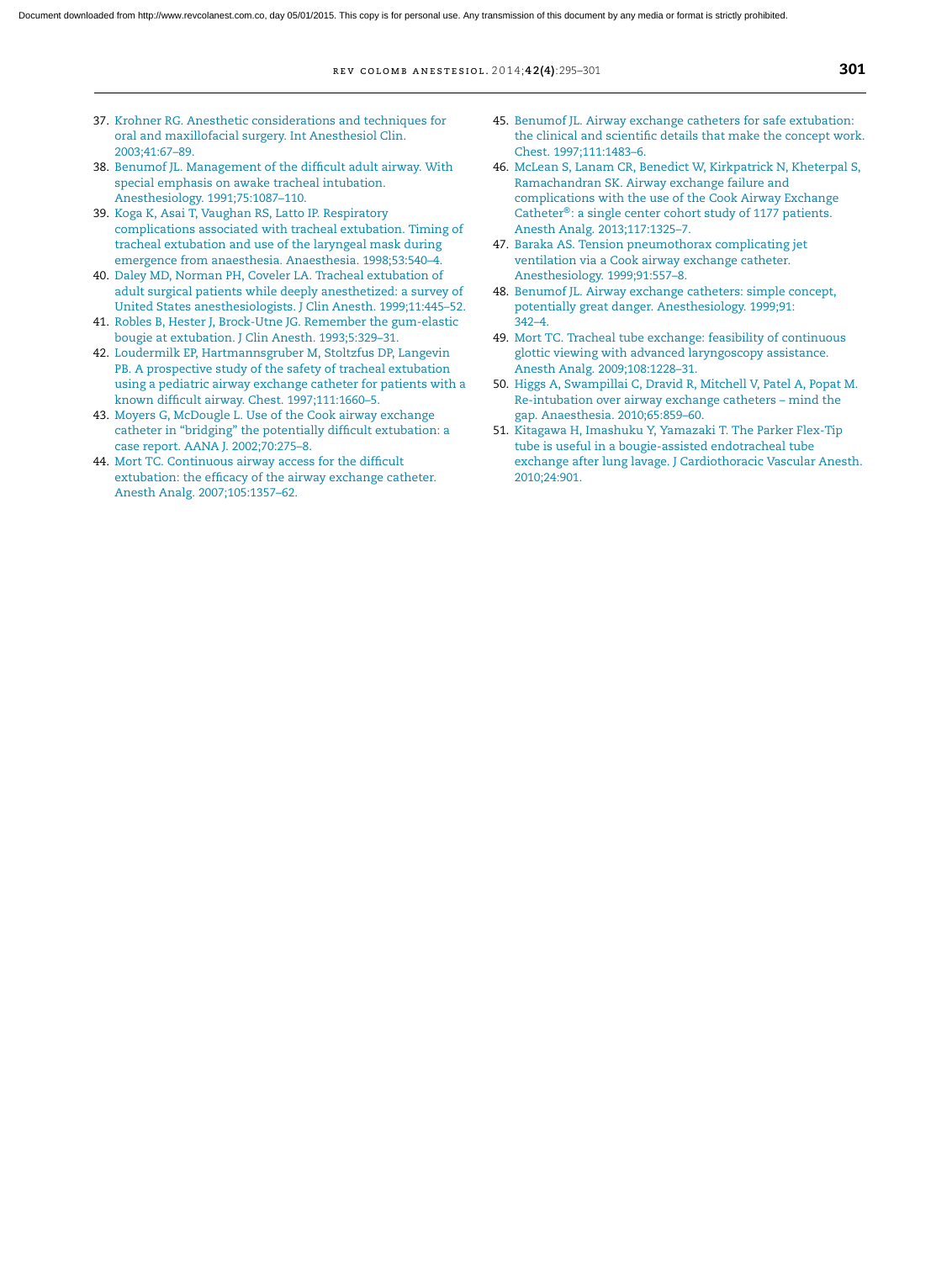37. Krohner RG. Anesthetic considerations and techniques for oral and maxillofacial surgery. Int Anesthesiol Clin. 2003;41:67–89.
38. Benumof JL. Management of the difficult adult airway. With special emphasis on awake tracheal intubation. Anesthesiology. 1991;75:1087–110.
39. Koga K, Asai T, Vaughan RS, Latto IP. Respiratory complications associated with tracheal extubation. Timing of tracheal extubation and use of the laryngeal mask during emergence from anaesthesia. Anaesthesia. 1998;53:540–4.
40. Daley MD, Norman PH, Coveler LA. Tracheal extubation of adult surgical patients while deeply anesthetized: a survey of United States anesthesiologists. J Clin Anesth. 1999;11:445–52.
41. Robles B, Hester J, Brock-Utne JG. Remember the gum-elastic bougie at extubation. J Clin Anesth. 1993;5:329–31.
42. Loudermilk EP, Hartmannsgruber M, Stoltzfus DP, Langevin PB. A prospective study of the safety of tracheal extubation using a pediatric airway exchange catheter for patients with a known difficult airway. Chest. 1997;111:1660–5.
43. Moyers G, McDougle L. Use of the Cook airway exchange catheter in "bridging" the potentially difficult extubation: a case report. AANA J. 2002;70:275–8.
44. Mort TC. Continuous airway access for the difficult extubation: the efficacy of the airway exchange catheter. Anesth Analg. 2007;105:1357–62.
45. Benumof JL. Airway exchange catheters for safe extubation: the clinical and scientific details that make the concept work. Chest. 1997;111:1483–6.
46. McLean S, Lanam CR, Benedict W, Kirkpatrick N, Kheterpal S, Ramachandran SK. Airway exchange failure and complications with the use of the Cook Airway Exchange Catheter®: a single center cohort study of 1177 patients. Anesth Analg. 2013;117:1325–7.
47. Baraka AS. Tension pneumothorax complicating jet ventilation via a Cook airway exchange catheter. Anesthesiology. 1999;91:557–8.
48. Benumof JL. Airway exchange catheters: simple concept, potentially great danger. Anesthesiology. 1999;91:342–4.
49. Mort TC. Tracheal tube exchange: feasibility of continuous glottic viewing with advanced laryngoscopy assistance. Anesth Analg. 2009;108:1228–31.
50. Higgs A, Swampillai C, Dravid R, Mitchell V, Patel A, Popat M. Re-intubation over airway exchange catheters – mind the gap. Anaesthesia. 2010;65:859–60.
51. Kitagawa H, Imashuku Y, Yamazaki T. The Parker Flex-Tip tube is useful in a bougie-assisted endotracheal tube exchange after lung lavage. J Cardiothoracic Vascular Anesth. 2010;24:901.